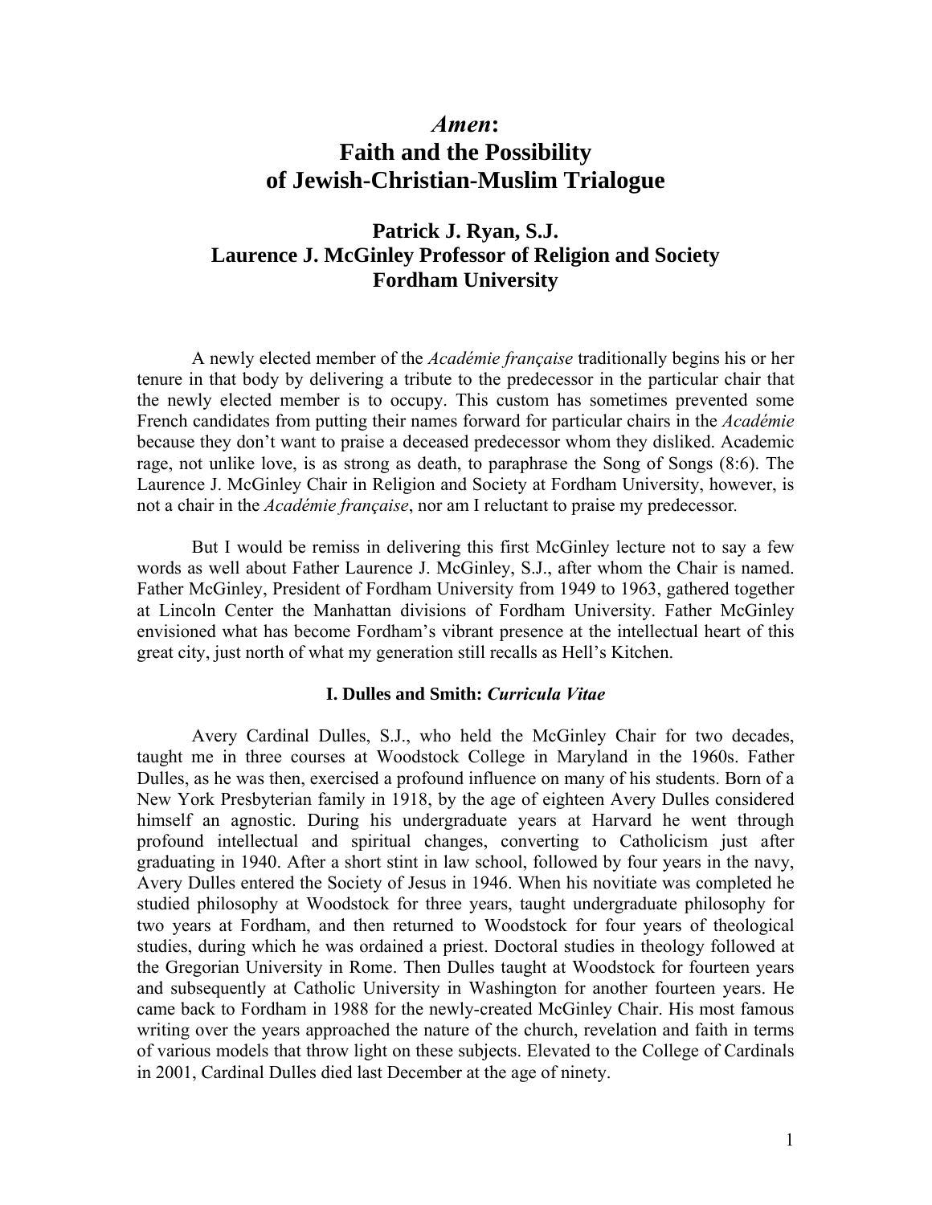# *Amen*: Faith and the Possibility of Jewish-Christian-Muslim Trialogue

## Patrick J. Ryan, S.J.
## Laurence J. McGinley Professor of Religion and Society
## Fordham University

A newly elected member of the *Académie française* traditionally begins his or her tenure in that body by delivering a tribute to the predecessor in the particular chair that the newly elected member is to occupy. This custom has sometimes prevented some French candidates from putting their names forward for particular chairs in the *Académie* because they don't want to praise a deceased predecessor whom they disliked. Academic rage, not unlike love, is as strong as death, to paraphrase the Song of Songs (8:6). The Laurence J. McGinley Chair in Religion and Society at Fordham University, however, is not a chair in the *Académie française*, nor am I reluctant to praise my predecessor.

But I would be remiss in delivering this first McGinley lecture not to say a few words as well about Father Laurence J. McGinley, S.J., after whom the Chair is named. Father McGinley, President of Fordham University from 1949 to 1963, gathered together at Lincoln Center the Manhattan divisions of Fordham University. Father McGinley envisioned what has become Fordham's vibrant presence at the intellectual heart of this great city, just north of what my generation still recalls as Hell's Kitchen.

### I. Dulles and Smith: *Curricula Vitae*

Avery Cardinal Dulles, S.J., who held the McGinley Chair for two decades, taught me in three courses at Woodstock College in Maryland in the 1960s. Father Dulles, as he was then, exercised a profound influence on many of his students. Born of a New York Presbyterian family in 1918, by the age of eighteen Avery Dulles considered himself an agnostic. During his undergraduate years at Harvard he went through profound intellectual and spiritual changes, converting to Catholicism just after graduating in 1940. After a short stint in law school, followed by four years in the navy, Avery Dulles entered the Society of Jesus in 1946. When his novitiate was completed he studied philosophy at Woodstock for three years, taught undergraduate philosophy for two years at Fordham, and then returned to Woodstock for four years of theological studies, during which he was ordained a priest. Doctoral studies in theology followed at the Gregorian University in Rome. Then Dulles taught at Woodstock for fourteen years and subsequently at Catholic University in Washington for another fourteen years. He came back to Fordham in 1988 for the newly-created McGinley Chair. His most famous writing over the years approached the nature of the church, revelation and faith in terms of various models that throw light on these subjects. Elevated to the College of Cardinals in 2001, Cardinal Dulles died last December at the age of ninety.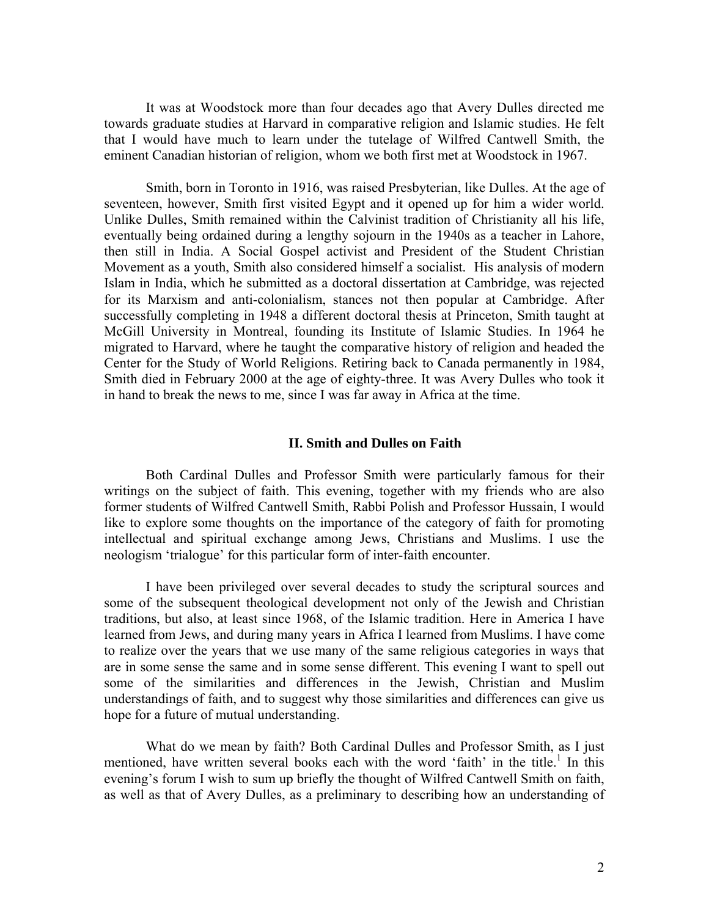It was at Woodstock more than four decades ago that Avery Dulles directed me towards graduate studies at Harvard in comparative religion and Islamic studies. He felt that I would have much to learn under the tutelage of Wilfred Cantwell Smith, the eminent Canadian historian of religion, whom we both first met at Woodstock in 1967.

Smith, born in Toronto in 1916, was raised Presbyterian, like Dulles. At the age of seventeen, however, Smith first visited Egypt and it opened up for him a wider world. Unlike Dulles, Smith remained within the Calvinist tradition of Christianity all his life, eventually being ordained during a lengthy sojourn in the 1940s as a teacher in Lahore, then still in India. A Social Gospel activist and President of the Student Christian Movement as a youth, Smith also considered himself a socialist. His analysis of modern Islam in India, which he submitted as a doctoral dissertation at Cambridge, was rejected for its Marxism and anti-colonialism, stances not then popular at Cambridge. After successfully completing in 1948 a different doctoral thesis at Princeton, Smith taught at McGill University in Montreal, founding its Institute of Islamic Studies. In 1964 he migrated to Harvard, where he taught the comparative history of religion and headed the Center for the Study of World Religions. Retiring back to Canada permanently in 1984, Smith died in February 2000 at the age of eighty-three. It was Avery Dulles who took it in hand to break the news to me, since I was far away in Africa at the time.

## II. Smith and Dulles on Faith

Both Cardinal Dulles and Professor Smith were particularly famous for their writings on the subject of faith. This evening, together with my friends who are also former students of Wilfred Cantwell Smith, Rabbi Polish and Professor Hussain, I would like to explore some thoughts on the importance of the category of faith for promoting intellectual and spiritual exchange among Jews, Christians and Muslims. I use the neologism 'trialogue' for this particular form of inter-faith encounter.

I have been privileged over several decades to study the scriptural sources and some of the subsequent theological development not only of the Jewish and Christian traditions, but also, at least since 1968, of the Islamic tradition. Here in America I have learned from Jews, and during many years in Africa I learned from Muslims. I have come to realize over the years that we use many of the same religious categories in ways that are in some sense the same and in some sense different. This evening I want to spell out some of the similarities and differences in the Jewish, Christian and Muslim understandings of faith, and to suggest why those similarities and differences can give us hope for a future of mutual understanding.

What do we mean by faith? Both Cardinal Dulles and Professor Smith, as I just mentioned, have written several books each with the word 'faith' in the title.[1] In this evening's forum I wish to sum up briefly the thought of Wilfred Cantwell Smith on faith, as well as that of Avery Dulles, as a preliminary to describing how an understanding of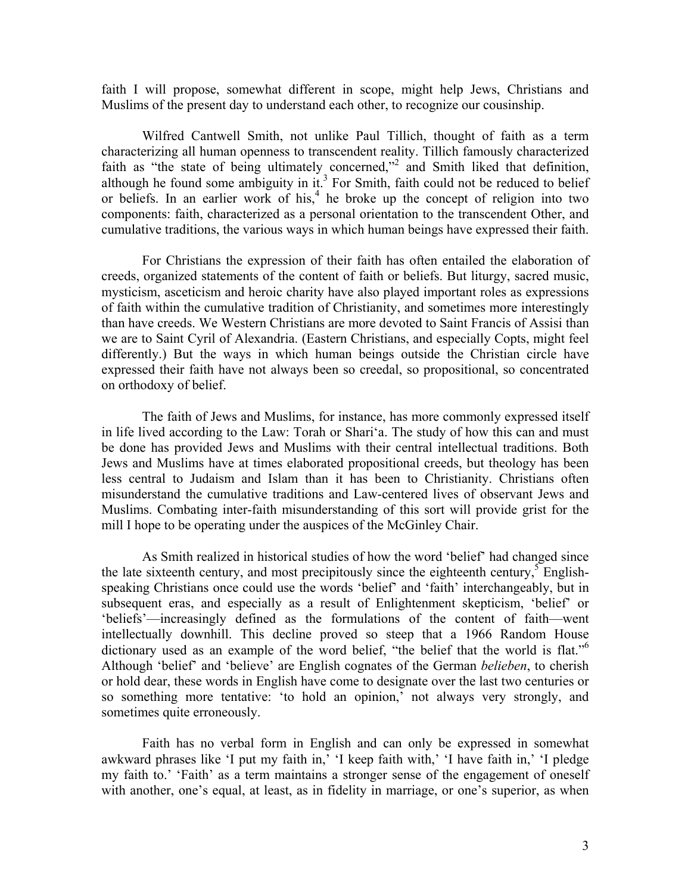faith I will propose, somewhat different in scope, might help Jews, Christians and Muslims of the present day to understand each other, to recognize our cousinship.

Wilfred Cantwell Smith, not unlike Paul Tillich, thought of faith as a term characterizing all human openness to transcendent reality. Tillich famously characterized faith as "the state of being ultimately concerned,"[2] and Smith liked that definition, although he found some ambiguity in it.[3] For Smith, faith could not be reduced to belief or beliefs. In an earlier work of his,[4] he broke up the concept of religion into two components: faith, characterized as a personal orientation to the transcendent Other, and cumulative traditions, the various ways in which human beings have expressed their faith.

For Christians the expression of their faith has often entailed the elaboration of creeds, organized statements of the content of faith or beliefs. But liturgy, sacred music, mysticism, asceticism and heroic charity have also played important roles as expressions of faith within the cumulative tradition of Christianity, and sometimes more interestingly than have creeds. We Western Christians are more devoted to Saint Francis of Assisi than we are to Saint Cyril of Alexandria. (Eastern Christians, and especially Copts, might feel differently.) But the ways in which human beings outside the Christian circle have expressed their faith have not always been so creedal, so propositional, so concentrated on orthodoxy of belief.

The faith of Jews and Muslims, for instance, has more commonly expressed itself in life lived according to the Law: Torah or Shari'a. The study of how this can and must be done has provided Jews and Muslims with their central intellectual traditions. Both Jews and Muslims have at times elaborated propositional creeds, but theology has been less central to Judaism and Islam than it has been to Christianity. Christians often misunderstand the cumulative traditions and Law-centered lives of observant Jews and Muslims. Combating inter-faith misunderstanding of this sort will provide grist for the mill I hope to be operating under the auspices of the McGinley Chair.

As Smith realized in historical studies of how the word 'belief' had changed since the late sixteenth century, and most precipitously since the eighteenth century,[5] English-speaking Christians once could use the words 'belief' and 'faith' interchangeably, but in subsequent eras, and especially as a result of Enlightenment skepticism, 'belief' or 'beliefs'—increasingly defined as the formulations of the content of faith—went intellectually downhill. This decline proved so steep that a 1966 Random House dictionary used as an example of the word belief, "the belief that the world is flat."[6] Although 'belief' and 'believe' are English cognates of the German *belieben*, to cherish or hold dear, these words in English have come to designate over the last two centuries or so something more tentative: 'to hold an opinion,' not always very strongly, and sometimes quite erroneously.

Faith has no verbal form in English and can only be expressed in somewhat awkward phrases like 'I put my faith in,' 'I keep faith with,' 'I have faith in,' 'I pledge my faith to.' 'Faith' as a term maintains a stronger sense of the engagement of oneself with another, one's equal, at least, as in fidelity in marriage, or one's superior, as when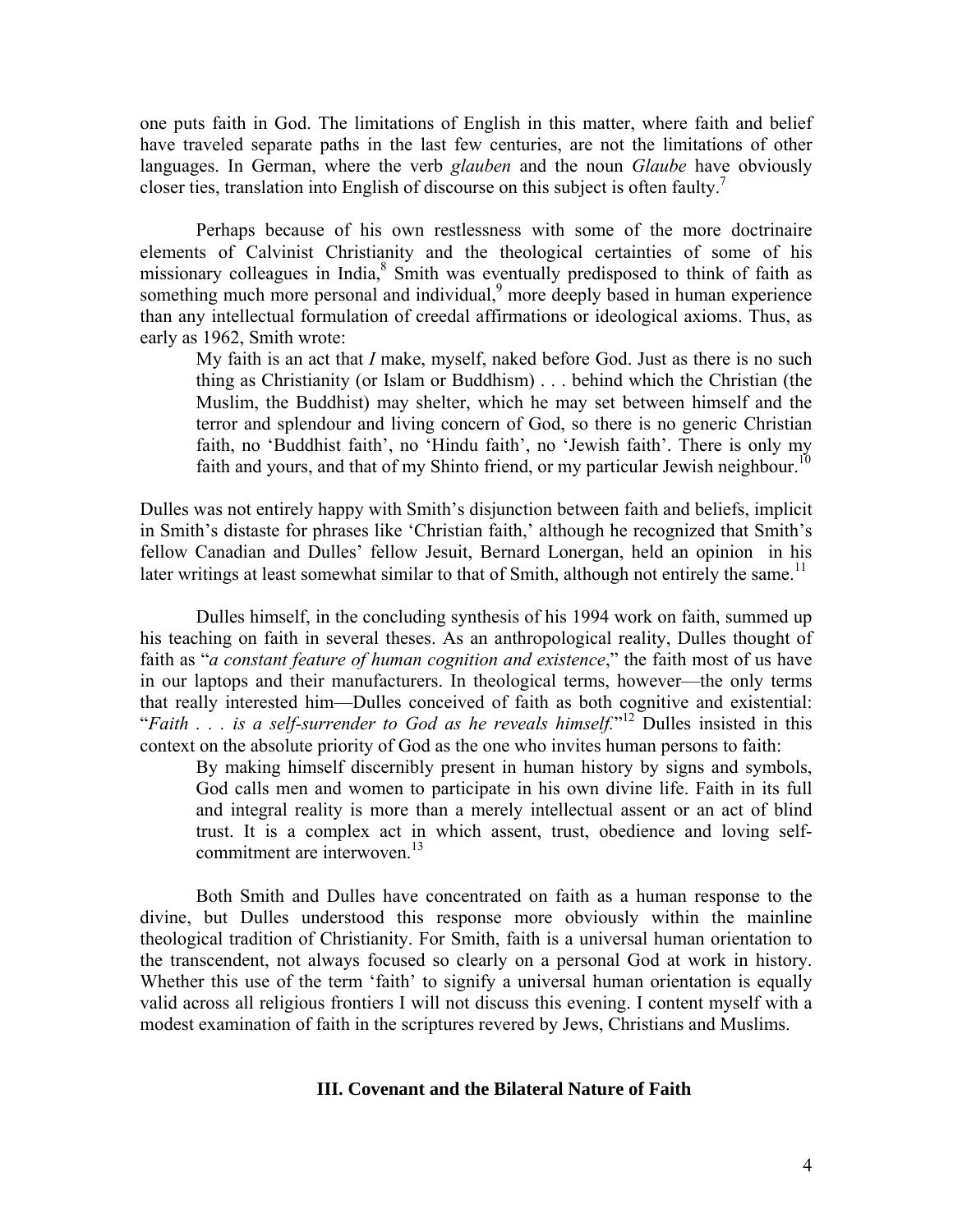one puts faith in God. The limitations of English in this matter, where faith and belief have traveled separate paths in the last few centuries, are not the limitations of other languages. In German, where the verb *glauben* and the noun *Glaube* have obviously closer ties, translation into English of discourse on this subject is often faulty.[7]

Perhaps because of his own restlessness with some of the more doctrinaire elements of Calvinist Christianity and the theological certainties of some of his missionary colleagues in India,[8] Smith was eventually predisposed to think of faith as something much more personal and individual,[9] more deeply based in human experience than any intellectual formulation of creedal affirmations or ideological axioms. Thus, as early as 1962, Smith wrote:

> My faith is an act that *I* make, myself, naked before God. Just as there is no such thing as Christianity (or Islam or Buddhism) . . . behind which the Christian (the Muslim, the Buddhist) may shelter, which he may set between himself and the terror and splendour and living concern of God, so there is no generic Christian faith, no 'Buddhist faith', no 'Hindu faith', no 'Jewish faith'. There is only my faith and yours, and that of my Shinto friend, or my particular Jewish neighbour.[10]

Dulles was not entirely happy with Smith's disjunction between faith and beliefs, implicit in Smith's distaste for phrases like 'Christian faith,' although he recognized that Smith's fellow Canadian and Dulles' fellow Jesuit, Bernard Lonergan, held an opinion in his later writings at least somewhat similar to that of Smith, although not entirely the same.[11]

Dulles himself, in the concluding synthesis of his 1994 work on faith, summed up his teaching on faith in several theses. As an anthropological reality, Dulles thought of faith as "*a constant feature of human cognition and existence*," the faith most of us have in our laptops and their manufacturers. In theological terms, however—the only terms that really interested him—Dulles conceived of faith as both cognitive and existential: "*Faith . . . is a self-surrender to God as he reveals himself*."[12] Dulles insisted in this context on the absolute priority of God as the one who invites human persons to faith:

> By making himself discernibly present in human history by signs and symbols, God calls men and women to participate in his own divine life. Faith in its full and integral reality is more than a merely intellectual assent or an act of blind trust. It is a complex act in which assent, trust, obedience and loving self-commitment are interwoven.[13]

Both Smith and Dulles have concentrated on faith as a human response to the divine, but Dulles understood this response more obviously within the mainline theological tradition of Christianity. For Smith, faith is a universal human orientation to the transcendent, not always focused so clearly on a personal God at work in history. Whether this use of the term 'faith' to signify a universal human orientation is equally valid across all religious frontiers I will not discuss this evening. I content myself with a modest examination of faith in the scriptures revered by Jews, Christians and Muslims.

## III. Covenant and the Bilateral Nature of Faith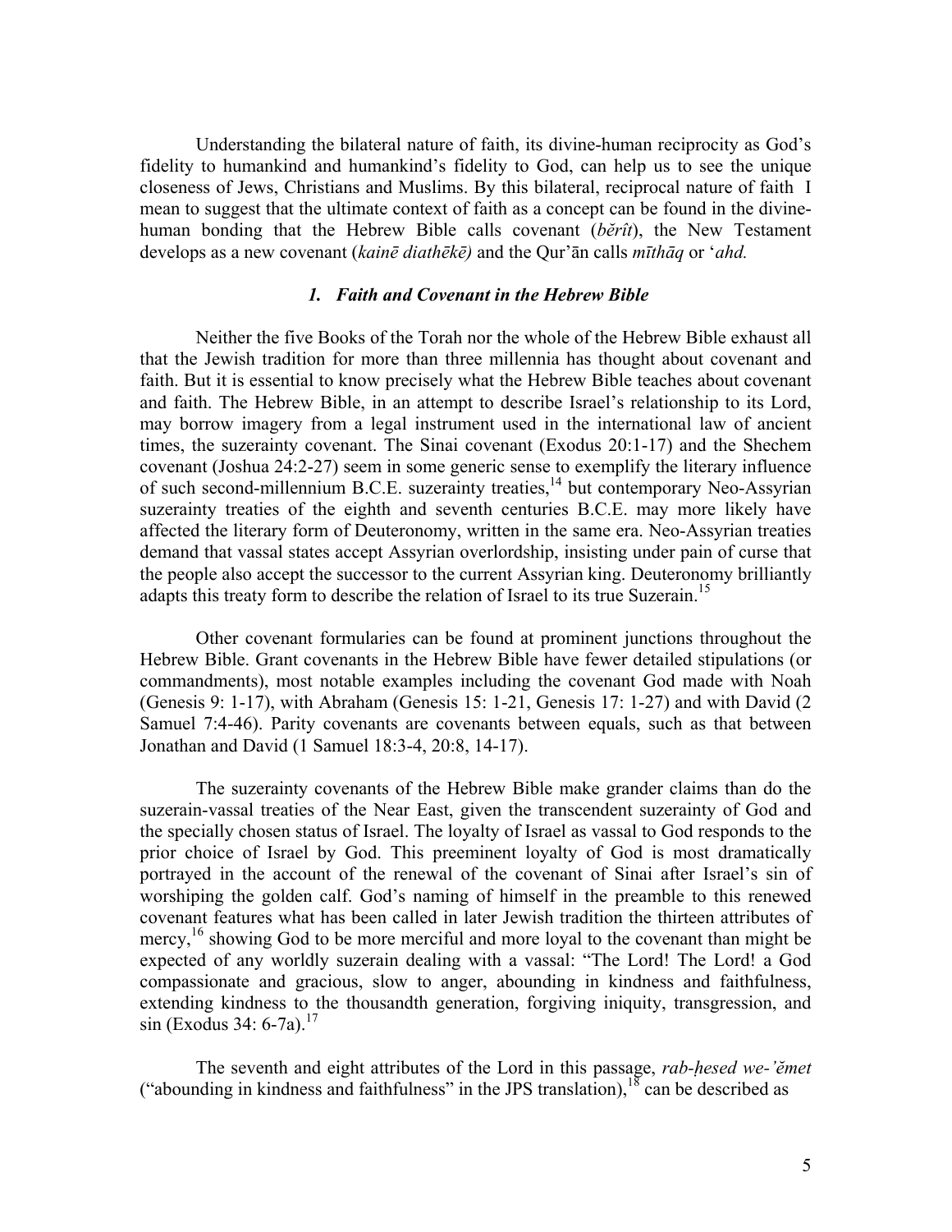Understanding the bilateral nature of faith, its divine-human reciprocity as God's fidelity to humankind and humankind's fidelity to God, can help us to see the unique closeness of Jews, Christians and Muslims. By this bilateral, reciprocal nature of faith I mean to suggest that the ultimate context of faith as a concept can be found in the divine-human bonding that the Hebrew Bible calls covenant (*bĕrît*), the New Testament develops as a new covenant (*kainē diathēkē)* and the Qur'ān calls *mīthāq* or '*ahd.*

### *1. Faith and Covenant in the Hebrew Bible*

Neither the five Books of the Torah nor the whole of the Hebrew Bible exhaust all that the Jewish tradition for more than three millennia has thought about covenant and faith. But it is essential to know precisely what the Hebrew Bible teaches about covenant and faith. The Hebrew Bible, in an attempt to describe Israel's relationship to its Lord, may borrow imagery from a legal instrument used in the international law of ancient times, the suzerainty covenant. The Sinai covenant (Exodus 20:1-17) and the Shechem covenant (Joshua 24:2-27) seem in some generic sense to exemplify the literary influence of such second-millennium B.C.E. suzerainty treaties,[14] but contemporary Neo-Assyrian suzerainty treaties of the eighth and seventh centuries B.C.E. may more likely have affected the literary form of Deuteronomy, written in the same era. Neo-Assyrian treaties demand that vassal states accept Assyrian overlordship, insisting under pain of curse that the people also accept the successor to the current Assyrian king. Deuteronomy brilliantly adapts this treaty form to describe the relation of Israel to its true Suzerain.[15]

Other covenant formularies can be found at prominent junctions throughout the Hebrew Bible. Grant covenants in the Hebrew Bible have fewer detailed stipulations (or commandments), most notable examples including the covenant God made with Noah (Genesis 9: 1-17), with Abraham (Genesis 15: 1-21, Genesis 17: 1-27) and with David (2 Samuel 7:4-46). Parity covenants are covenants between equals, such as that between Jonathan and David (1 Samuel 18:3-4, 20:8, 14-17).

The suzerainty covenants of the Hebrew Bible make grander claims than do the suzerain-vassal treaties of the Near East, given the transcendent suzerainty of God and the specially chosen status of Israel. The loyalty of Israel as vassal to God responds to the prior choice of Israel by God. This preeminent loyalty of God is most dramatically portrayed in the account of the renewal of the covenant of Sinai after Israel's sin of worshiping the golden calf. God's naming of himself in the preamble to this renewed covenant features what has been called in later Jewish tradition the thirteen attributes of mercy,[16] showing God to be more merciful and more loyal to the covenant than might be expected of any worldly suzerain dealing with a vassal: "The Lord! The Lord! a God compassionate and gracious, slow to anger, abounding in kindness and faithfulness, extending kindness to the thousandth generation, forgiving iniquity, transgression, and sin (Exodus 34: 6-7a).[17]

The seventh and eight attributes of the Lord in this passage, *rab-ḥesed we-'ĕmet* ("abounding in kindness and faithfulness" in the JPS translation),[18] can be described as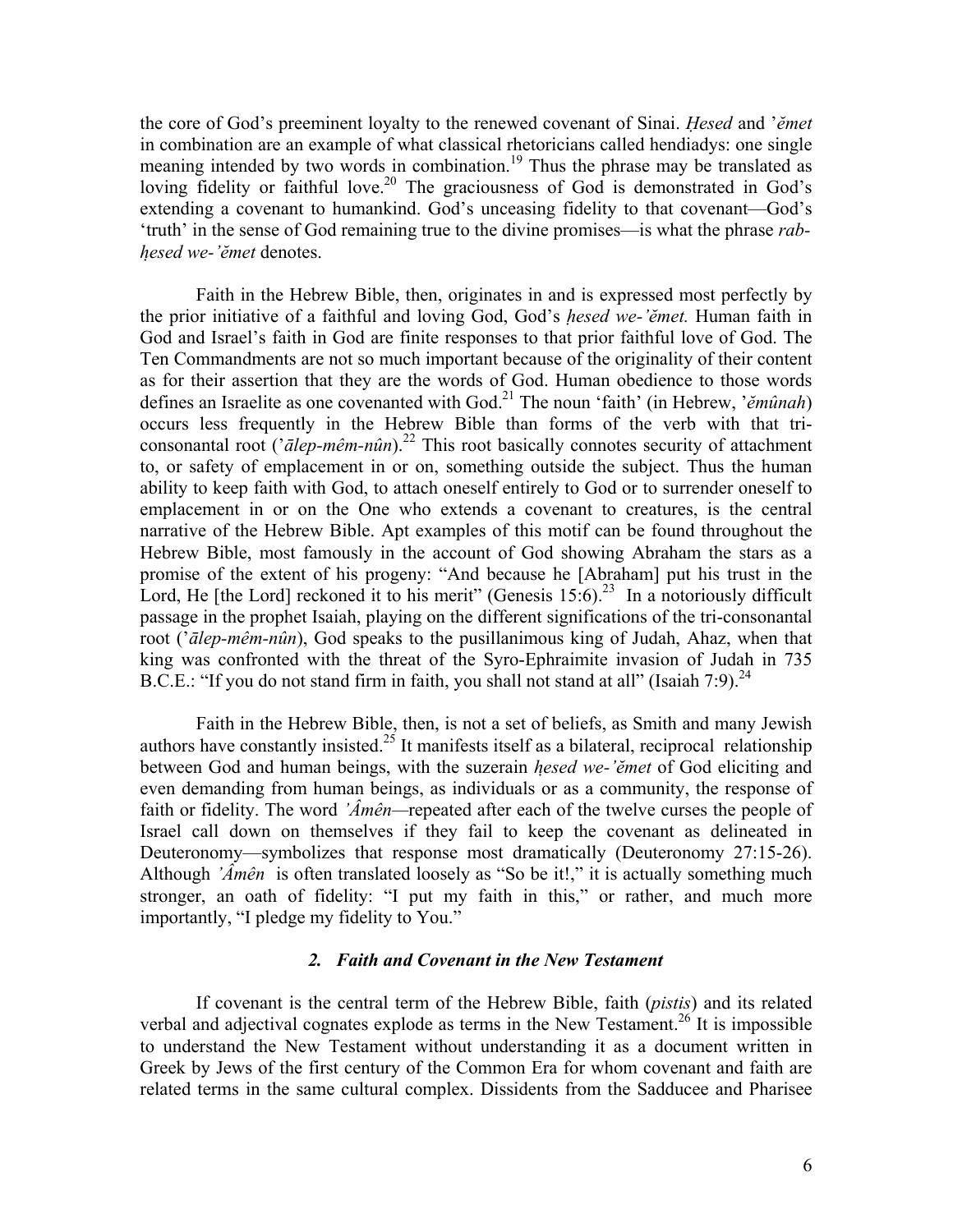the core of God's preeminent loyalty to the renewed covenant of Sinai. *Ḥesed* and '*ĕmet* in combination are an example of what classical rhetoricians called hendiadys: one single meaning intended by two words in combination.[19] Thus the phrase may be translated as loving fidelity or faithful love.[20] The graciousness of God is demonstrated in God's extending a covenant to humankind. God's unceasing fidelity to that covenant—God's 'truth' in the sense of God remaining true to the divine promises—is what the phrase *rab-ḥesed we-'ĕmet* denotes.

Faith in the Hebrew Bible, then, originates in and is expressed most perfectly by the prior initiative of a faithful and loving God, God's *ḥesed we-'ĕmet.* Human faith in God and Israel's faith in God are finite responses to that prior faithful love of God. The Ten Commandments are not so much important because of the originality of their content as for their assertion that they are the words of God. Human obedience to those words defines an Israelite as one covenanted with God.[21] The noun 'faith' (in Hebrew, '*ĕmûnah*) occurs less frequently in the Hebrew Bible than forms of the verb with that tri-consonantal root ('*ālep-mêm-nûn*).[22] This root basically connotes security of attachment to, or safety of emplacement in or on, something outside the subject. Thus the human ability to keep faith with God, to attach oneself entirely to God or to surrender oneself to emplacement in or on the One who extends a covenant to creatures, is the central narrative of the Hebrew Bible. Apt examples of this motif can be found throughout the Hebrew Bible, most famously in the account of God showing Abraham the stars as a promise of the extent of his progeny: "And because he [Abraham] put his trust in the Lord, He [the Lord] reckoned it to his merit" (Genesis 15:6).[23] In a notoriously difficult passage in the prophet Isaiah, playing on the different significations of the tri-consonantal root ('*ālep-mêm-nûn*), God speaks to the pusillanimous king of Judah, Ahaz, when that king was confronted with the threat of the Syro-Ephraimite invasion of Judah in 735 B.C.E.: "If you do not stand firm in faith, you shall not stand at all" (Isaiah 7:9).[24]

Faith in the Hebrew Bible, then, is not a set of beliefs, as Smith and many Jewish authors have constantly insisted.[25] It manifests itself as a bilateral, reciprocal relationship between God and human beings, with the suzerain *ḥesed we-'ĕmet* of God eliciting and even demanding from human beings, as individuals or as a community, the response of faith or fidelity. The word *'Âmên*—repeated after each of the twelve curses the people of Israel call down on themselves if they fail to keep the covenant as delineated in Deuteronomy—symbolizes that response most dramatically (Deuteronomy 27:15-26). Although *'Âmên* is often translated loosely as "So be it!," it is actually something much stronger, an oath of fidelity: "I put my faith in this," or rather, and much more importantly, "I pledge my fidelity to You."

### *2. Faith and Covenant in the New Testament*

If covenant is the central term of the Hebrew Bible, faith (*pistis*) and its related verbal and adjectival cognates explode as terms in the New Testament.[26] It is impossible to understand the New Testament without understanding it as a document written in Greek by Jews of the first century of the Common Era for whom covenant and faith are related terms in the same cultural complex. Dissidents from the Sadducee and Pharisee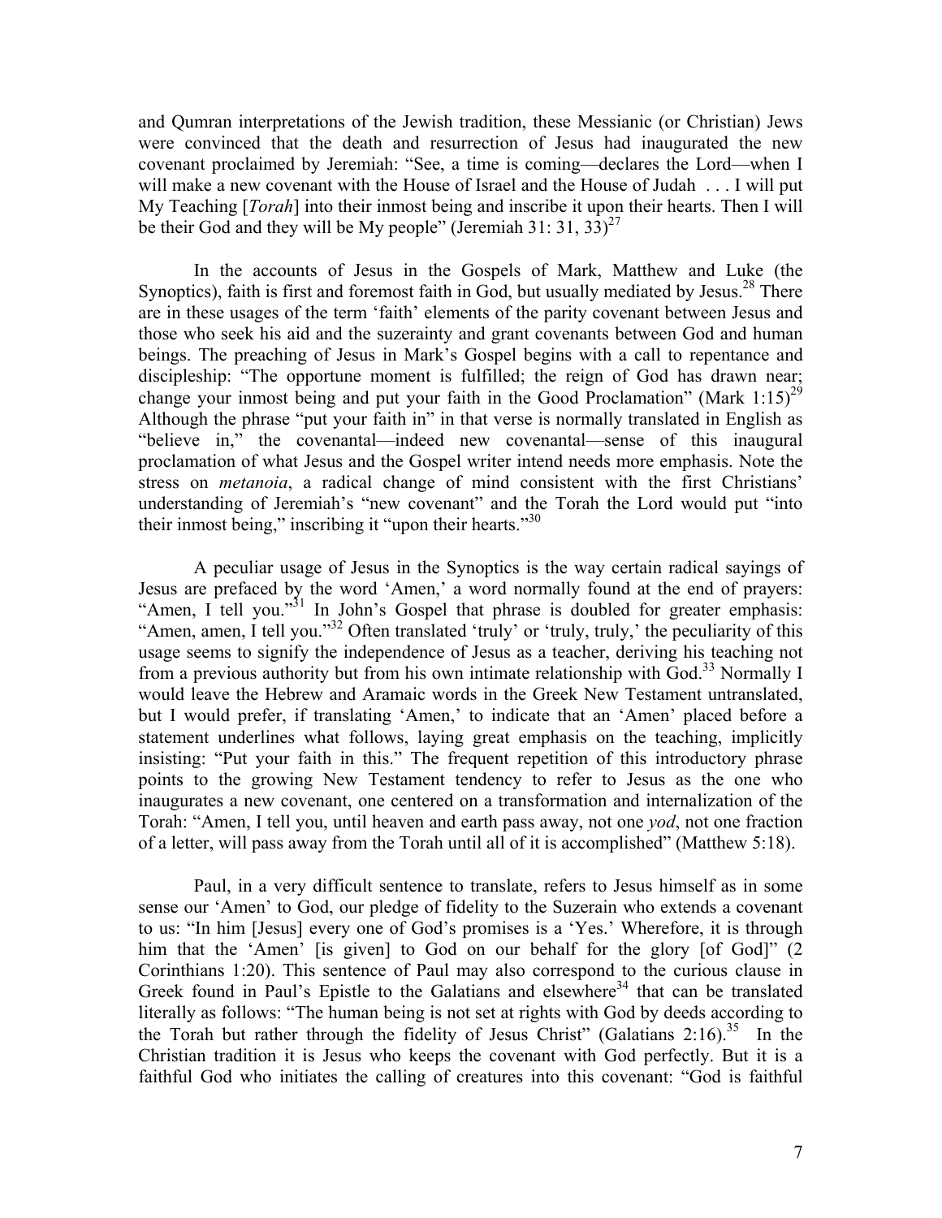and Qumran interpretations of the Jewish tradition, these Messianic (or Christian) Jews were convinced that the death and resurrection of Jesus had inaugurated the new covenant proclaimed by Jeremiah: "See, a time is coming—declares the Lord—when I will make a new covenant with the House of Israel and the House of Judah . . . I will put My Teaching [*Torah*] into their inmost being and inscribe it upon their hearts. Then I will be their God and they will be My people" (Jeremiah 31: 31, 33)[27]

In the accounts of Jesus in the Gospels of Mark, Matthew and Luke (the Synoptics), faith is first and foremost faith in God, but usually mediated by Jesus.[28] There are in these usages of the term 'faith' elements of the parity covenant between Jesus and those who seek his aid and the suzerainty and grant covenants between God and human beings. The preaching of Jesus in Mark's Gospel begins with a call to repentance and discipleship: "The opportune moment is fulfilled; the reign of God has drawn near; change your inmost being and put your faith in the Good Proclamation" (Mark 1:15)[29] Although the phrase "put your faith in" in that verse is normally translated in English as "believe in," the covenantal—indeed new covenantal—sense of this inaugural proclamation of what Jesus and the Gospel writer intend needs more emphasis. Note the stress on *metanoia*, a radical change of mind consistent with the first Christians' understanding of Jeremiah's "new covenant" and the Torah the Lord would put "into their inmost being," inscribing it "upon their hearts."[30]

A peculiar usage of Jesus in the Synoptics is the way certain radical sayings of Jesus are prefaced by the word 'Amen,' a word normally found at the end of prayers: "Amen, I tell you."[31] In John's Gospel that phrase is doubled for greater emphasis: "Amen, amen, I tell you."[32] Often translated 'truly' or 'truly, truly,' the peculiarity of this usage seems to signify the independence of Jesus as a teacher, deriving his teaching not from a previous authority but from his own intimate relationship with God.[33] Normally I would leave the Hebrew and Aramaic words in the Greek New Testament untranslated, but I would prefer, if translating 'Amen,' to indicate that an 'Amen' placed before a statement underlines what follows, laying great emphasis on the teaching, implicitly insisting: "Put your faith in this." The frequent repetition of this introductory phrase points to the growing New Testament tendency to refer to Jesus as the one who inaugurates a new covenant, one centered on a transformation and internalization of the Torah: "Amen, I tell you, until heaven and earth pass away, not one *yod*, not one fraction of a letter, will pass away from the Torah until all of it is accomplished" (Matthew 5:18).

Paul, in a very difficult sentence to translate, refers to Jesus himself as in some sense our 'Amen' to God, our pledge of fidelity to the Suzerain who extends a covenant to us: "In him [Jesus] every one of God's promises is a 'Yes.' Wherefore, it is through him that the 'Amen' [is given] to God on our behalf for the glory [of God]" (2 Corinthians 1:20). This sentence of Paul may also correspond to the curious clause in Greek found in Paul's Epistle to the Galatians and elsewhere[34] that can be translated literally as follows: "The human being is not set at rights with God by deeds according to the Torah but rather through the fidelity of Jesus Christ" (Galatians 2:16).[35] In the Christian tradition it is Jesus who keeps the covenant with God perfectly. But it is a faithful God who initiates the calling of creatures into this covenant: "God is faithful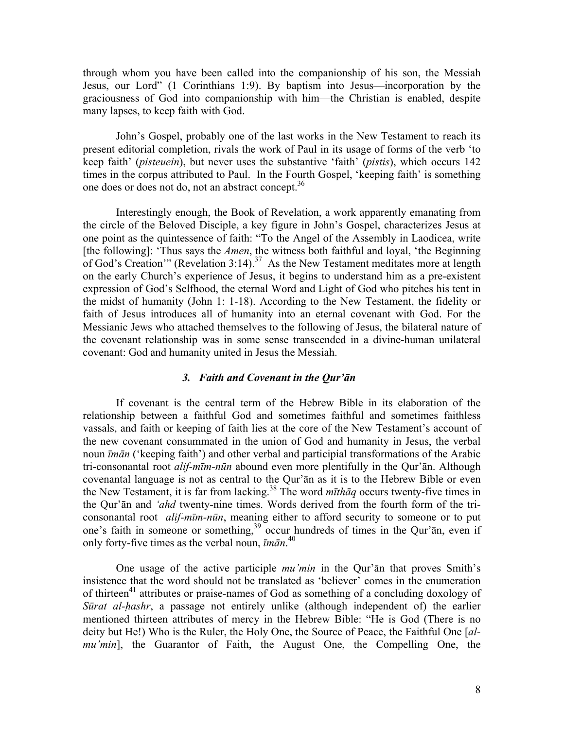through whom you have been called into the companionship of his son, the Messiah Jesus, our Lord" (1 Corinthians 1:9). By baptism into Jesus—incorporation by the graciousness of God into companionship with him—the Christian is enabled, despite many lapses, to keep faith with God.

John's Gospel, probably one of the last works in the New Testament to reach its present editorial completion, rivals the work of Paul in its usage of forms of the verb 'to keep faith' (*pisteuein*), but never uses the substantive 'faith' (*pistis*), which occurs 142 times in the corpus attributed to Paul. In the Fourth Gospel, 'keeping faith' is something one does or does not do, not an abstract concept.[36]

Interestingly enough, the Book of Revelation, a work apparently emanating from the circle of the Beloved Disciple, a key figure in John's Gospel, characterizes Jesus at one point as the quintessence of faith: "To the Angel of the Assembly in Laodicea, write [the following]: 'Thus says the *Amen*, the witness both faithful and loyal, 'the Beginning of God's Creation'" (Revelation 3:14).[37] As the New Testament meditates more at length on the early Church's experience of Jesus, it begins to understand him as a pre-existent expression of God's Selfhood, the eternal Word and Light of God who pitches his tent in the midst of humanity (John 1: 1-18). According to the New Testament, the fidelity or faith of Jesus introduces all of humanity into an eternal covenant with God. For the Messianic Jews who attached themselves to the following of Jesus, the bilateral nature of the covenant relationship was in some sense transcended in a divine-human unilateral covenant: God and humanity united in Jesus the Messiah.

### *3. Faith and Covenant in the Qur'ān*

If covenant is the central term of the Hebrew Bible in its elaboration of the relationship between a faithful God and sometimes faithful and sometimes faithless vassals, and faith or keeping of faith lies at the core of the New Testament's account of the new covenant consummated in the union of God and humanity in Jesus, the verbal noun *īmān* ('keeping faith') and other verbal and participial transformations of the Arabic tri-consonantal root *alif-mīm-nūn* abound even more plentifully in the Qur'ān. Although covenantal language is not as central to the Qur'ān as it is to the Hebrew Bible or even the New Testament, it is far from lacking.[38] The word *mīthāq* occurs twenty-five times in the Qur'ān and *'ahd* twenty-nine times. Words derived from the fourth form of the tri-consonantal root *alif-mīm-nūn*, meaning either to afford security to someone or to put one's faith in someone or something,[39] occur hundreds of times in the Qur'ān, even if only forty-five times as the verbal noun, *īmān*.[40]

One usage of the active participle *mu'min* in the Qur'ān that proves Smith's insistence that the word should not be translated as 'believer' comes in the enumeration of thirteen[41] attributes or praise-names of God as something of a concluding doxology of *Sūrat al-ḥashr*, a passage not entirely unlike (although independent of) the earlier mentioned thirteen attributes of mercy in the Hebrew Bible: "He is God (There is no deity but He!) Who is the Ruler, the Holy One, the Source of Peace, the Faithful One [*al-mu'min*], the Guarantor of Faith, the August One, the Compelling One, the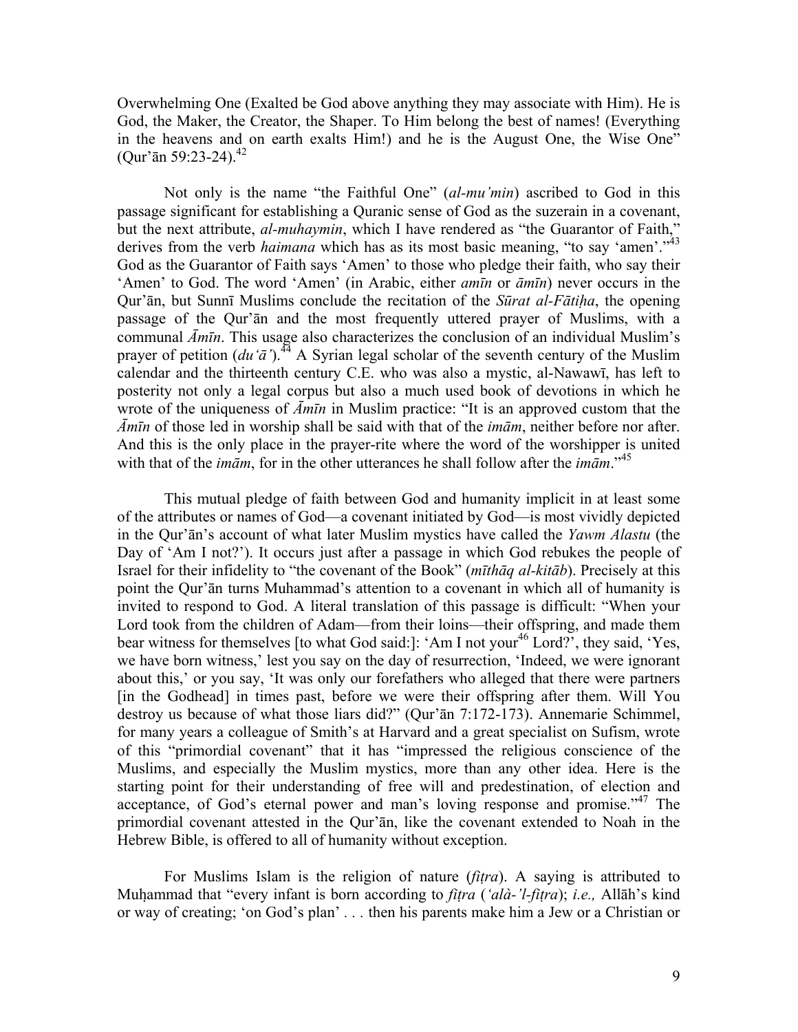Overwhelming One (Exalted be God above anything they may associate with Him). He is God, the Maker, the Creator, the Shaper. To Him belong the best of names! (Everything in the heavens and on earth exalts Him!) and he is the August One, the Wise One" (Qur'ān 59:23-24).[42]

Not only is the name "the Faithful One" (*al-mu'min*) ascribed to God in this passage significant for establishing a Quranic sense of God as the suzerain in a covenant, but the next attribute, *al-muhaymin*, which I have rendered as "the Guarantor of Faith," derives from the verb *haimana* which has as its most basic meaning, "to say 'amen'."[43] God as the Guarantor of Faith says 'Amen' to those who pledge their faith, who say their 'Amen' to God. The word 'Amen' (in Arabic, either *amīn* or *āmīn*) never occurs in the Qur'ān, but Sunnī Muslims conclude the recitation of the *Sūrat al-Fātiḥa*, the opening passage of the Qur'ān and the most frequently uttered prayer of Muslims, with a communal *Āmīn*. This usage also characterizes the conclusion of an individual Muslim's prayer of petition (*du'ā'*).[44] A Syrian legal scholar of the seventh century of the Muslim calendar and the thirteenth century C.E. who was also a mystic, al-Nawawī, has left to posterity not only a legal corpus but also a much used book of devotions in which he wrote of the uniqueness of *Āmīn* in Muslim practice: "It is an approved custom that the *Āmīn* of those led in worship shall be said with that of the *imām*, neither before nor after. And this is the only place in the prayer-rite where the word of the worshipper is united with that of the *imām*, for in the other utterances he shall follow after the *imām*."[45]

This mutual pledge of faith between God and humanity implicit in at least some of the attributes or names of God—a covenant initiated by God—is most vividly depicted in the Qur'ān's account of what later Muslim mystics have called the *Yawm Alastu* (the Day of 'Am I not?'). It occurs just after a passage in which God rebukes the people of Israel for their infidelity to "the covenant of the Book" (*mīthāq al-kitāb*). Precisely at this point the Qur'ān turns Muhammad's attention to a covenant in which all of humanity is invited to respond to God. A literal translation of this passage is difficult: "When your Lord took from the children of Adam—from their loins—their offspring, and made them bear witness for themselves [to what God said:]: 'Am I not your[46] Lord?', they said, 'Yes, we have born witness,' lest you say on the day of resurrection, 'Indeed, we were ignorant about this,' or you say, 'It was only our forefathers who alleged that there were partners [in the Godhead] in times past, before we were their offspring after them. Will You destroy us because of what those liars did?" (Qur'ān 7:172-173). Annemarie Schimmel, for many years a colleague of Smith's at Harvard and a great specialist on Sufism, wrote of this "primordial covenant" that it has "impressed the religious conscience of the Muslims, and especially the Muslim mystics, more than any other idea. Here is the starting point for their understanding of free will and predestination, of election and acceptance, of God's eternal power and man's loving response and promise."[47] The primordial covenant attested in the Qur'ān, like the covenant extended to Noah in the Hebrew Bible, is offered to all of humanity without exception.

For Muslims Islam is the religion of nature (*fiṭra*). A saying is attributed to Muḥammad that "every infant is born according to *fiṭra* (*'alà-'l-fiṭra*); *i.e.,* Allāh's kind or way of creating; 'on God's plan' . . . then his parents make him a Jew or a Christian or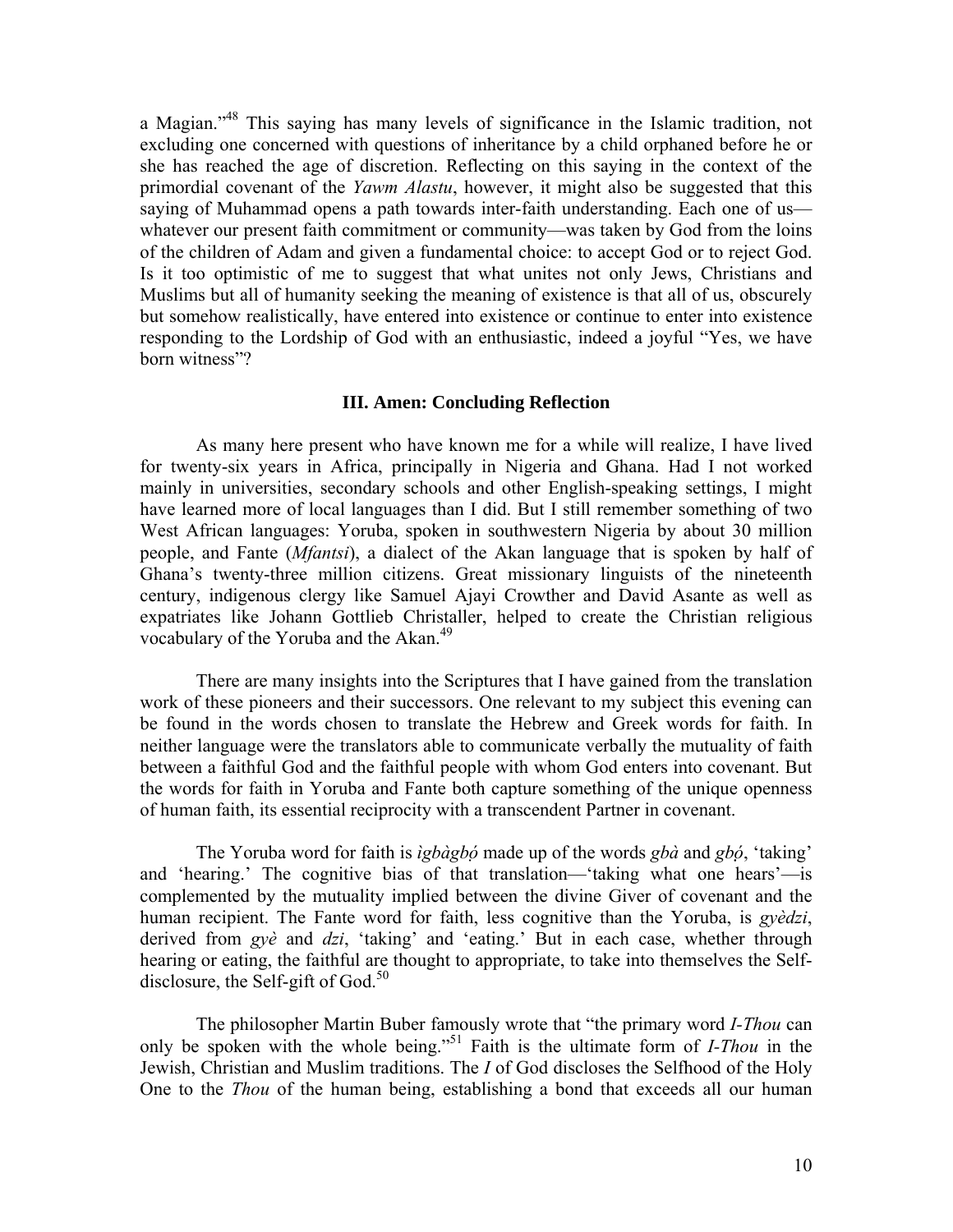a Magian."[48] This saying has many levels of significance in the Islamic tradition, not excluding one concerned with questions of inheritance by a child orphaned before he or she has reached the age of discretion. Reflecting on this saying in the context of the primordial covenant of the *Yawm Alastu*, however, it might also be suggested that this saying of Muhammad opens a path towards inter-faith understanding. Each one of us—whatever our present faith commitment or community—was taken by God from the loins of the children of Adam and given a fundamental choice: to accept God or to reject God. Is it too optimistic of me to suggest that what unites not only Jews, Christians and Muslims but all of humanity seeking the meaning of existence is that all of us, obscurely but somehow realistically, have entered into existence or continue to enter into existence responding to the Lordship of God with an enthusiastic, indeed a joyful "Yes, we have born witness"?

## III. Amen: Concluding Reflection

As many here present who have known me for a while will realize, I have lived for twenty-six years in Africa, principally in Nigeria and Ghana. Had I not worked mainly in universities, secondary schools and other English-speaking settings, I might have learned more of local languages than I did. But I still remember something of two West African languages: Yoruba, spoken in southwestern Nigeria by about 30 million people, and Fante (*Mfantsi*), a dialect of the Akan language that is spoken by half of Ghana's twenty-three million citizens. Great missionary linguists of the nineteenth century, indigenous clergy like Samuel Ajayi Crowther and David Asante as well as expatriates like Johann Gottlieb Christaller, helped to create the Christian religious vocabulary of the Yoruba and the Akan.[49]

There are many insights into the Scriptures that I have gained from the translation work of these pioneers and their successors. One relevant to my subject this evening can be found in the words chosen to translate the Hebrew and Greek words for faith. In neither language were the translators able to communicate verbally the mutuality of faith between a faithful God and the faithful people with whom God enters into covenant. But the words for faith in Yoruba and Fante both capture something of the unique openness of human faith, its essential reciprocity with a transcendent Partner in covenant.

The Yoruba word for faith is *ìgbàgbọ́* made up of the words *gbà* and *gbọ́*, 'taking' and 'hearing.' The cognitive bias of that translation—'taking what one hears'—is complemented by the mutuality implied between the divine Giver of covenant and the human recipient. The Fante word for faith, less cognitive than the Yoruba, is *gyèdzi*, derived from *gyè* and *dzi*, 'taking' and 'eating.' But in each case, whether through hearing or eating, the faithful are thought to appropriate, to take into themselves the Self-disclosure, the Self-gift of God.[50]

The philosopher Martin Buber famously wrote that "the primary word *I-Thou* can only be spoken with the whole being."[51] Faith is the ultimate form of *I-Thou* in the Jewish, Christian and Muslim traditions. The *I* of God discloses the Selfhood of the Holy One to the *Thou* of the human being, establishing a bond that exceeds all our human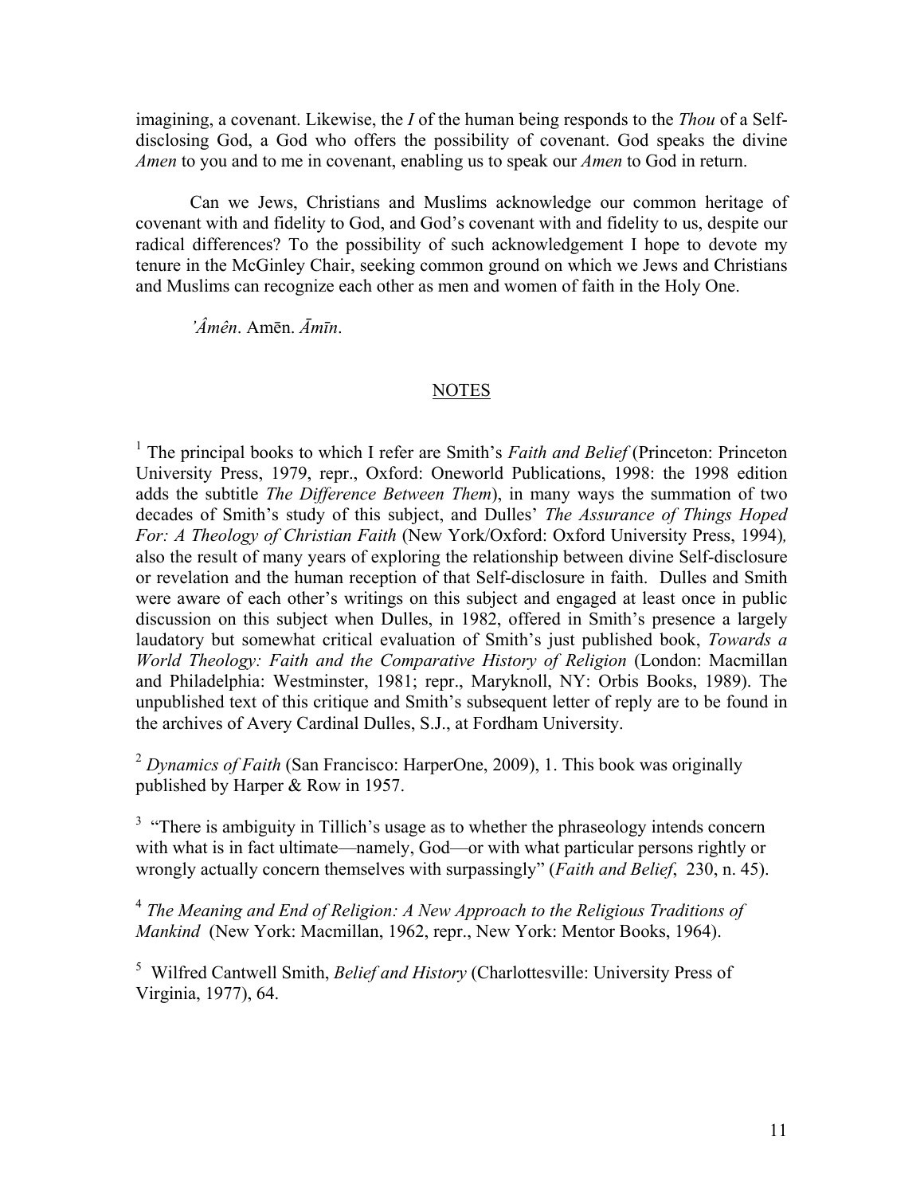imagining, a covenant. Likewise, the *I* of the human being responds to the *Thou* of a Self-disclosing God, a God who offers the possibility of covenant. God speaks the divine *Amen* to you and to me in covenant, enabling us to speak our *Amen* to God in return.

Can we Jews, Christians and Muslims acknowledge our common heritage of covenant with and fidelity to God, and God's covenant with and fidelity to us, despite our radical differences? To the possibility of such acknowledgement I hope to devote my tenure in the McGinley Chair, seeking common ground on which we Jews and Christians and Muslims can recognize each other as men and women of faith in the Holy One.

*'Âmên*. Amēn. *Āmīn*.

## NOTES

[1] The principal books to which I refer are Smith's *Faith and Belief* (Princeton: Princeton University Press, 1979, repr., Oxford: Oneworld Publications, 1998: the 1998 edition adds the subtitle *The Difference Between Them*), in many ways the summation of two decades of Smith's study of this subject, and Dulles' *The Assurance of Things Hoped For: A Theology of Christian Faith* (New York/Oxford: Oxford University Press, 1994), also the result of many years of exploring the relationship between divine Self-disclosure or revelation and the human reception of that Self-disclosure in faith. Dulles and Smith were aware of each other's writings on this subject and engaged at least once in public discussion on this subject when Dulles, in 1982, offered in Smith's presence a largely laudatory but somewhat critical evaluation of Smith's just published book, *Towards a World Theology: Faith and the Comparative History of Religion* (London: Macmillan and Philadelphia: Westminster, 1981; repr., Maryknoll, NY: Orbis Books, 1989). The unpublished text of this critique and Smith's subsequent letter of reply are to be found in the archives of Avery Cardinal Dulles, S.J., at Fordham University.

[2] *Dynamics of Faith* (San Francisco: HarperOne, 2009), 1. This book was originally published by Harper & Row in 1957.

[3] "There is ambiguity in Tillich's usage as to whether the phraseology intends concern with what is in fact ultimate—namely, God—or with what particular persons rightly or wrongly actually concern themselves with surpassingly" (*Faith and Belief*, 230, n. 45).

[4] *The Meaning and End of Religion: A New Approach to the Religious Traditions of Mankind* (New York: Macmillan, 1962, repr., New York: Mentor Books, 1964).

[5] Wilfred Cantwell Smith, *Belief and History* (Charlottesville: University Press of Virginia, 1977), 64.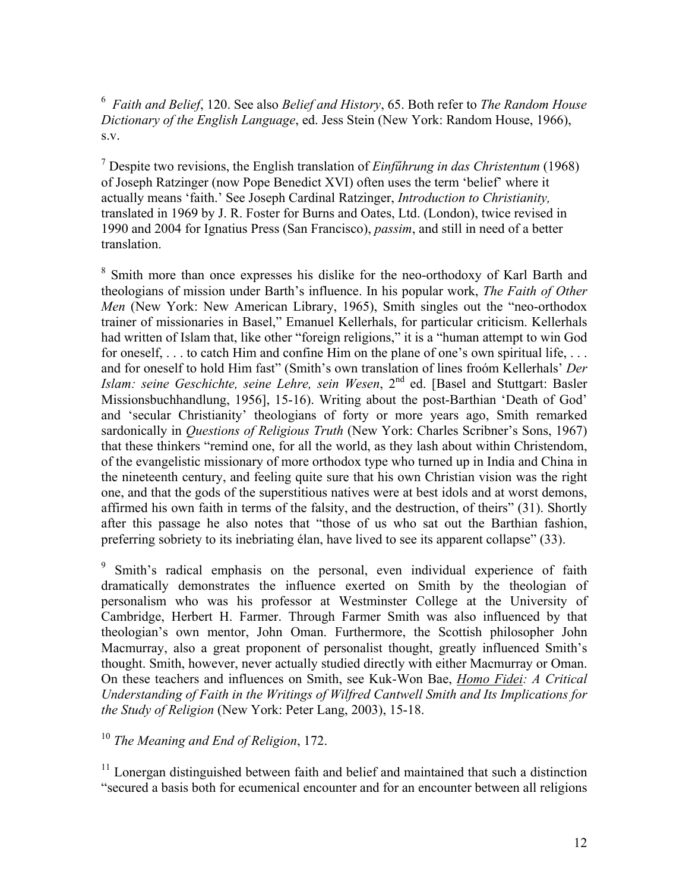[6] *Faith and Belief*, 120. See also *Belief and History*, 65. Both refer to *The Random House Dictionary of the English Language*, ed. Jess Stein (New York: Random House, 1966), s.v.

[7] Despite two revisions, the English translation of *Einfűhrung in das Christentum* (1968) of Joseph Ratzinger (now Pope Benedict XVI) often uses the term 'belief' where it actually means 'faith.' See Joseph Cardinal Ratzinger, *Introduction to Christianity,* translated in 1969 by J. R. Foster for Burns and Oates, Ltd. (London), twice revised in 1990 and 2004 for Ignatius Press (San Francisco), *passim*, and still in need of a better translation.

[8] Smith more than once expresses his dislike for the neo-orthodoxy of Karl Barth and theologians of mission under Barth's influence. In his popular work, *The Faith of Other Men* (New York: New American Library, 1965), Smith singles out the "neo-orthodox trainer of missionaries in Basel," Emanuel Kellerhals, for particular criticism. Kellerhals had written of Islam that, like other "foreign religions," it is a "human attempt to win God for oneself, . . . to catch Him and confine Him on the plane of one's own spiritual life, . . . and for oneself to hold Him fast" (Smith's own translation of lines froóm Kellerhals' *Der Islam: seine Geschichte, seine Lehre, sein Wesen*, 2nd ed. [Basel and Stuttgart: Basler Missionsbuchhandlung, 1956], 15-16). Writing about the post-Barthian 'Death of God' and 'secular Christianity' theologians of forty or more years ago, Smith remarked sardonically in *Questions of Religious Truth* (New York: Charles Scribner's Sons, 1967) that these thinkers "remind one, for all the world, as they lash about within Christendom, of the evangelistic missionary of more orthodox type who turned up in India and China in the nineteenth century, and feeling quite sure that his own Christian vision was the right one, and that the gods of the superstitious natives were at best idols and at worst demons, affirmed his own faith in terms of the falsity, and the destruction, of theirs" (31). Shortly after this passage he also notes that "those of us who sat out the Barthian fashion, preferring sobriety to its inebriating élan, have lived to see its apparent collapse" (33).

[9] Smith's radical emphasis on the personal, even individual experience of faith dramatically demonstrates the influence exerted on Smith by the theologian of personalism who was his professor at Westminster College at the University of Cambridge, Herbert H. Farmer. Through Farmer Smith was also influenced by that theologian's own mentor, John Oman. Furthermore, the Scottish philosopher John Macmurray, also a great proponent of personalist thought, greatly influenced Smith's thought. Smith, however, never actually studied directly with either Macmurray or Oman. On these teachers and influences on Smith, see Kuk-Won Bae, *Homo Fidei: A Critical Understanding of Faith in the Writings of Wilfred Cantwell Smith and Its Implications for the Study of Religion* (New York: Peter Lang, 2003), 15-18.

[10] *The Meaning and End of Religion*, 172.

[11] Lonergan distinguished between faith and belief and maintained that such a distinction "secured a basis both for ecumenical encounter and for an encounter between all religions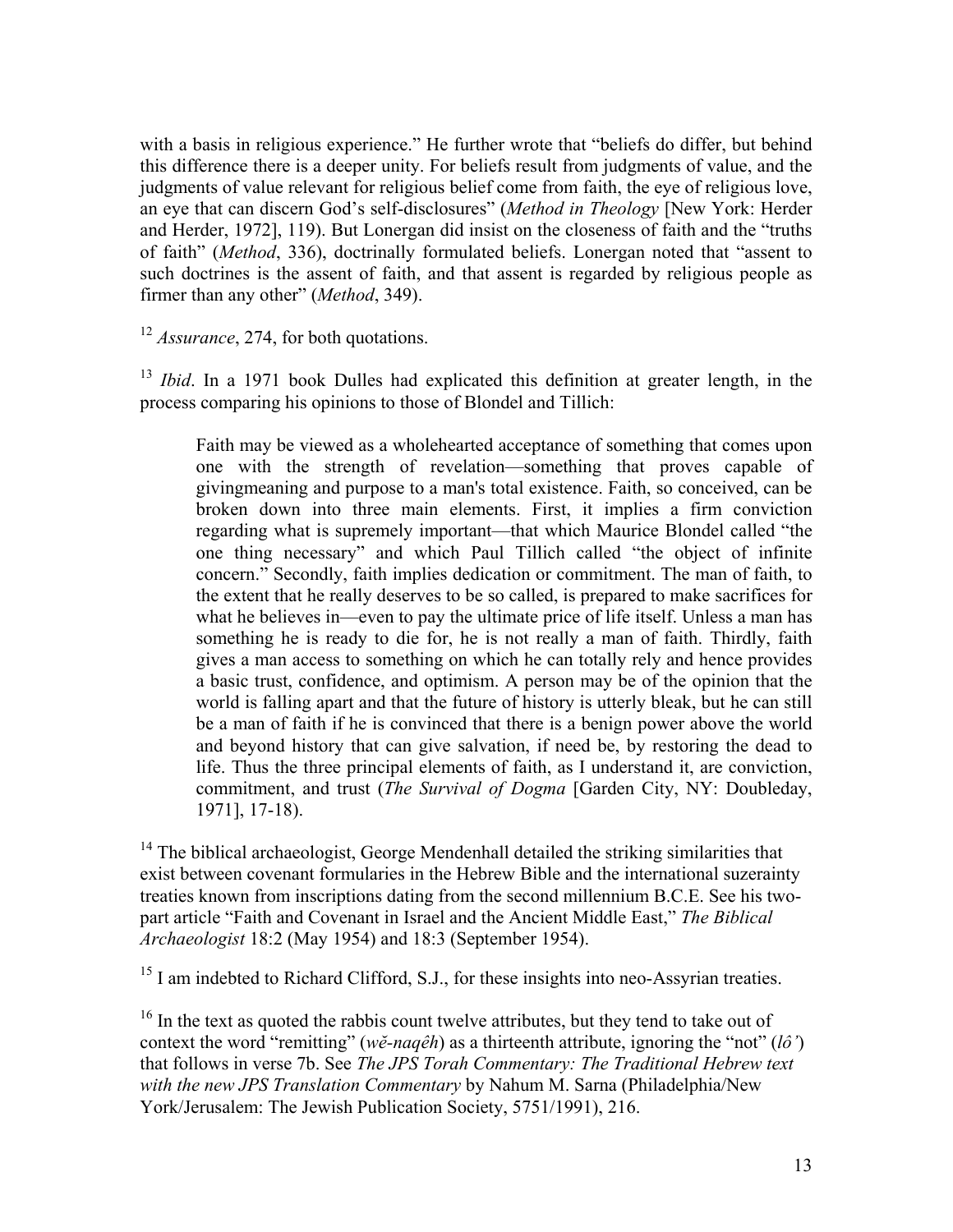with a basis in religious experience." He further wrote that "beliefs do differ, but behind this difference there is a deeper unity. For beliefs result from judgments of value, and the judgments of value relevant for religious belief come from faith, the eye of religious love, an eye that can discern God's self-disclosures" (*Method in Theology* [New York: Herder and Herder, 1972], 119). But Lonergan did insist on the closeness of faith and the "truths of faith" (*Method*, 336), doctrinally formulated beliefs. Lonergan noted that "assent to such doctrines is the assent of faith, and that assent is regarded by religious people as firmer than any other" (*Method*, 349).

[12] *Assurance*, 274, for both quotations.

[13] *Ibid*. In a 1971 book Dulles had explicated this definition at greater length, in the process comparing his opinions to those of Blondel and Tillich:

> Faith may be viewed as a wholehearted acceptance of something that comes upon one with the strength of revelation—something that proves capable of givingmeaning and purpose to a man's total existence. Faith, so conceived, can be broken down into three main elements. First, it implies a firm conviction regarding what is supremely important—that which Maurice Blondel called "the one thing necessary" and which Paul Tillich called "the object of infinite concern." Secondly, faith implies dedication or commitment. The man of faith, to the extent that he really deserves to be so called, is prepared to make sacrifices for what he believes in—even to pay the ultimate price of life itself. Unless a man has something he is ready to die for, he is not really a man of faith. Thirdly, faith gives a man access to something on which he can totally rely and hence provides a basic trust, confidence, and optimism. A person may be of the opinion that the world is falling apart and that the future of history is utterly bleak, but he can still be a man of faith if he is convinced that there is a benign power above the world and beyond history that can give salvation, if need be, by restoring the dead to life. Thus the three principal elements of faith, as I understand it, are conviction, commitment, and trust (*The Survival of Dogma* [Garden City, NY: Doubleday, 1971], 17-18).

[14] The biblical archaeologist, George Mendenhall detailed the striking similarities that exist between covenant formularies in the Hebrew Bible and the international suzerainty treaties known from inscriptions dating from the second millennium B.C.E. See his two-part article "Faith and Covenant in Israel and the Ancient Middle East," *The Biblical Archaeologist* 18:2 (May 1954) and 18:3 (September 1954).

[15] I am indebted to Richard Clifford, S.J., for these insights into neo-Assyrian treaties.

[16] In the text as quoted the rabbis count twelve attributes, but they tend to take out of context the word "remitting" (*wĕ-naqêh*) as a thirteenth attribute, ignoring the "not" (*lô'*) that follows in verse 7b. See *The JPS Torah Commentary: The Traditional Hebrew text with the new JPS Translation Commentary* by Nahum M. Sarna (Philadelphia/New York/Jerusalem: The Jewish Publication Society, 5751/1991), 216.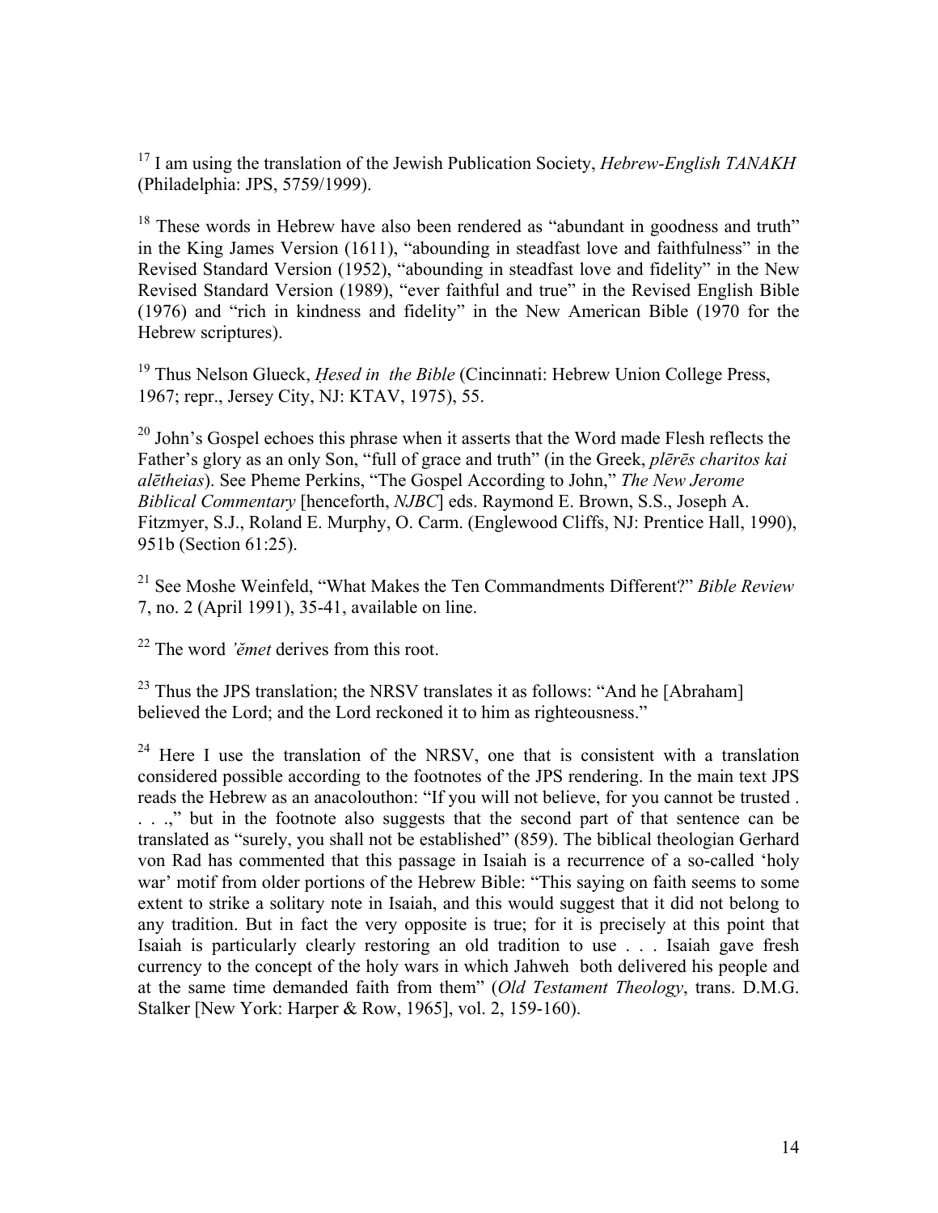[17] I am using the translation of the Jewish Publication Society, *Hebrew-English TANAKH* (Philadelphia: JPS, 5759/1999).

[18] These words in Hebrew have also been rendered as "abundant in goodness and truth" in the King James Version (1611), "abounding in steadfast love and faithfulness" in the Revised Standard Version (1952), "abounding in steadfast love and fidelity" in the New Revised Standard Version (1989), "ever faithful and true" in the Revised English Bible (1976) and "rich in kindness and fidelity" in the New American Bible (1970 for the Hebrew scriptures).

[19] Thus Nelson Glueck, *Ḥesed in the Bible* (Cincinnati: Hebrew Union College Press, 1967; repr., Jersey City, NJ: KTAV, 1975), 55.

[20] John's Gospel echoes this phrase when it asserts that the Word made Flesh reflects the Father's glory as an only Son, "full of grace and truth" (in the Greek, *plērēs charitos kai alētheias*). See Pheme Perkins, "The Gospel According to John," *The New Jerome Biblical Commentary* [henceforth, *NJBC*] eds. Raymond E. Brown, S.S., Joseph A. Fitzmyer, S.J., Roland E. Murphy, O. Carm. (Englewood Cliffs, NJ: Prentice Hall, 1990), 951b (Section 61:25).

[21] See Moshe Weinfeld, "What Makes the Ten Commandments Different?" *Bible Review* 7, no. 2 (April 1991), 35-41, available on line.

[22] The word *ʾĕmet* derives from this root.

[23] Thus the JPS translation; the NRSV translates it as follows: "And he [Abraham] believed the Lord; and the Lord reckoned it to him as righteousness."

[24] Here I use the translation of the NRSV, one that is consistent with a translation considered possible according to the footnotes of the JPS rendering. In the main text JPS reads the Hebrew as an anacolouthon: "If you will not believe, for you cannot be trusted . . . .," but in the footnote also suggests that the second part of that sentence can be translated as "surely, you shall not be established" (859). The biblical theologian Gerhard von Rad has commented that this passage in Isaiah is a recurrence of a so-called 'holy war' motif from older portions of the Hebrew Bible: "This saying on faith seems to some extent to strike a solitary note in Isaiah, and this would suggest that it did not belong to any tradition. But in fact the very opposite is true; for it is precisely at this point that Isaiah is particularly clearly restoring an old tradition to use . . . Isaiah gave fresh currency to the concept of the holy wars in which Jahweh both delivered his people and at the same time demanded faith from them" (*Old Testament Theology*, trans. D.M.G. Stalker [New York: Harper & Row, 1965], vol. 2, 159-160).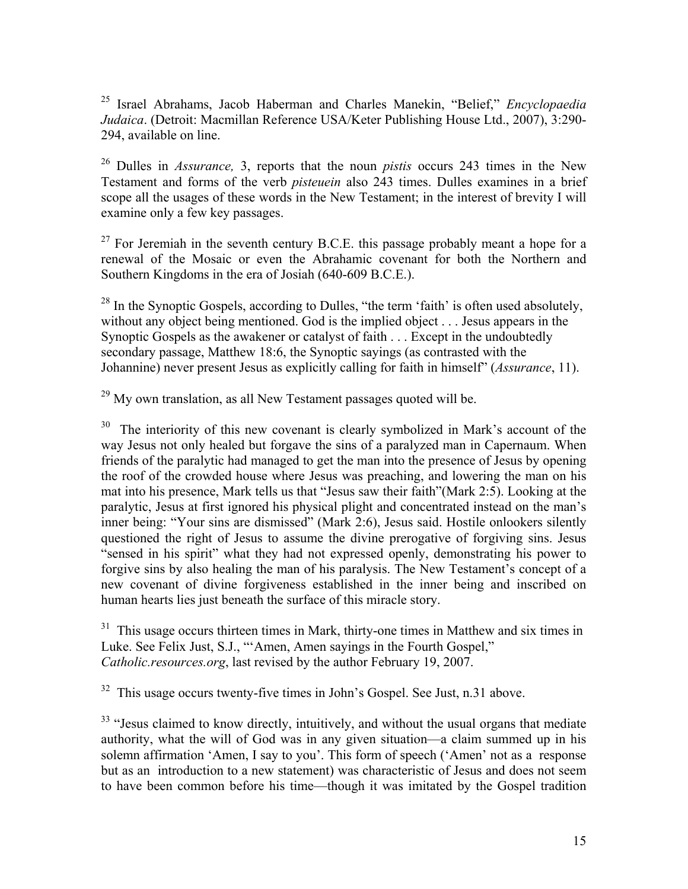[25] Israel Abrahams, Jacob Haberman and Charles Manekin, "Belief," *Encyclopaedia Judaica*. (Detroit: Macmillan Reference USA/Keter Publishing House Ltd., 2007), 3:290-294, available on line.

[26] Dulles in *Assurance,* 3, reports that the noun *pistis* occurs 243 times in the New Testament and forms of the verb *pisteuein* also 243 times. Dulles examines in a brief scope all the usages of these words in the New Testament; in the interest of brevity I will examine only a few key passages.

[27] For Jeremiah in the seventh century B.C.E. this passage probably meant a hope for a renewal of the Mosaic or even the Abrahamic covenant for both the Northern and Southern Kingdoms in the era of Josiah (640-609 B.C.E.).

[28] In the Synoptic Gospels, according to Dulles, "the term 'faith' is often used absolutely, without any object being mentioned. God is the implied object . . . Jesus appears in the Synoptic Gospels as the awakener or catalyst of faith . . . Except in the undoubtedly secondary passage, Matthew 18:6, the Synoptic sayings (as contrasted with the Johannine) never present Jesus as explicitly calling for faith in himself" (*Assurance*, 11).

[29] My own translation, as all New Testament passages quoted will be.

[30] The interiority of this new covenant is clearly symbolized in Mark's account of the way Jesus not only healed but forgave the sins of a paralyzed man in Capernaum. When friends of the paralytic had managed to get the man into the presence of Jesus by opening the roof of the crowded house where Jesus was preaching, and lowering the man on his mat into his presence, Mark tells us that "Jesus saw their faith"(Mark 2:5). Looking at the paralytic, Jesus at first ignored his physical plight and concentrated instead on the man's inner being: "Your sins are dismissed" (Mark 2:6), Jesus said. Hostile onlookers silently questioned the right of Jesus to assume the divine prerogative of forgiving sins. Jesus "sensed in his spirit" what they had not expressed openly, demonstrating his power to forgive sins by also healing the man of his paralysis. The New Testament's concept of a new covenant of divine forgiveness established in the inner being and inscribed on human hearts lies just beneath the surface of this miracle story.

[31] This usage occurs thirteen times in Mark, thirty-one times in Matthew and six times in Luke. See Felix Just, S.J., "'Amen, Amen sayings in the Fourth Gospel," *Catholic.resources.org*, last revised by the author February 19, 2007.

[32] This usage occurs twenty-five times in John's Gospel. See Just, n.31 above.

[33] "Jesus claimed to know directly, intuitively, and without the usual organs that mediate authority, what the will of God was in any given situation—a claim summed up in his solemn affirmation 'Amen, I say to you'. This form of speech ('Amen' not as a response but as an introduction to a new statement) was characteristic of Jesus and does not seem to have been common before his time—though it was imitated by the Gospel tradition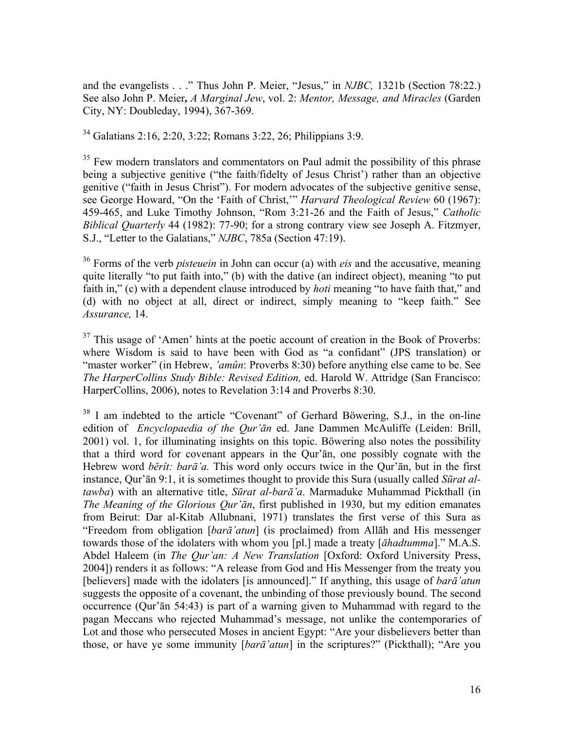and the evangelists . . ." Thus John P. Meier, "Jesus," in *NJBC,* 1321b (Section 78:22.) See also John P. Meier**,** *A Marginal Jew*, vol. 2: *Mentor, Message, and Miracles* (Garden City, NY: Doubleday, 1994), 367-369.

[34] Galatians 2:16, 2:20, 3:22; Romans 3:22, 26; Philippians 3:9.

[35] Few modern translators and commentators on Paul admit the possibility of this phrase being a subjective genitive ("the faith/fidelty of Jesus Christ') rather than an objective genitive ("faith in Jesus Christ"). For modern advocates of the subjective genitive sense, see George Howard, "On the 'Faith of Christ,'" *Harvard Theological Review* 60 (1967): 459-465, and Luke Timothy Johnson, "Rom 3:21-26 and the Faith of Jesus," *Catholic Biblical Quarterly* 44 (1982): 77-90; for a strong contrary view see Joseph A. Fitzmyer, S.J., "Letter to the Galatians," *NJBC*, 785a (Section 47:19).

[36] Forms of the verb *pisteuein* in John can occur (a) with *eis* and the accusative, meaning quite literally "to put faith into," (b) with the dative (an indirect object), meaning "to put faith in," (c) with a dependent clause introduced by *hoti* meaning "to have faith that," and (d) with no object at all, direct or indirect, simply meaning to "keep faith." See *Assurance,* 14.

[37] This usage of 'Amen' hints at the poetic account of creation in the Book of Proverbs: where Wisdom is said to have been with God as "a confidant" (JPS translation) or "master worker" (in Hebrew, *'amûn*: Proverbs 8:30) before anything else came to be. See *The HarperCollins Study Bible: Revised Edition,* ed. Harold W. Attridge (San Francisco: HarperCollins, 2006), notes to Revelation 3:14 and Proverbs 8:30.

[38] I am indebted to the article "Covenant" of Gerhard Böwering, S.J., in the on-line edition of *Encyclopaedia of the Qur'ān* ed. Jane Dammen McAuliffe (Leiden: Brill, 2001) vol. 1, for illuminating insights on this topic. Böwering also notes the possibility that a third word for covenant appears in the Qur'ān, one possibly cognate with the Hebrew word *bĕrît: barā'a.* This word only occurs twice in the Qur'ān, but in the first instance, Qur'ān 9:1, it is sometimes thought to provide this Sura (usually called *Sūrat al-tawba*) with an alternative title, *Sūrat al-barā'a*. Marmaduke Muhammad Pickthall (in *The Meaning of the Glorious Qur'ān*, first published in 1930, but my edition emanates from Beirut: Dar al-Kitab Allubnani, 1971) translates the first verse of this Sura as "Freedom from obligation [*barā'atun*] (is proclaimed) from Allāh and His messenger towards those of the idolaters with whom you [pl.] made a treaty [*āhadtumma*]." M.A.S. Abdel Haleem (in *The Qur'an: A New Translation* [Oxford: Oxford University Press, 2004]) renders it as follows: "A release from God and His Messenger from the treaty you [believers] made with the idolaters [is announced]." If anything, this usage of *barā'atun* suggests the opposite of a covenant, the unbinding of those previously bound. The second occurrence (Qur'ān 54:43) is part of a warning given to Muhammad with regard to the pagan Meccans who rejected Muhammad's message, not unlike the contemporaries of Lot and those who persecuted Moses in ancient Egypt: "Are your disbelievers better than those, or have ye some immunity [*barā'atun*] in the scriptures?" (Pickthall); "Are you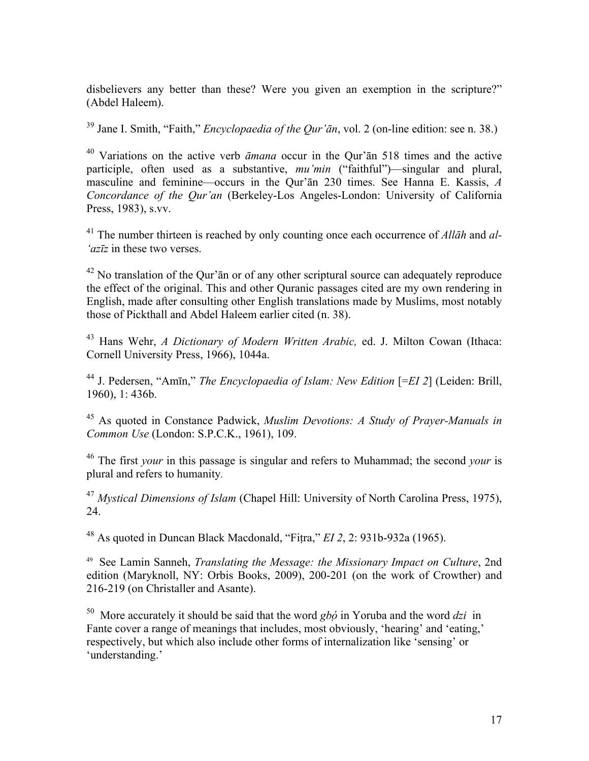disbelievers any better than these? Were you given an exemption in the scripture?" (Abdel Haleem).

[39] Jane I. Smith, "Faith," *Encyclopaedia of the Qur'ān*, vol. 2 (on-line edition: see n. 38.)

[40] Variations on the active verb *āmana* occur in the Qur'ān 518 times and the active participle, often used as a substantive, *mu'min* ("faithful")—singular and plural, masculine and feminine—occurs in the Qur'ān 230 times. See Hanna E. Kassis, *A Concordance of the Qur'an* (Berkeley-Los Angeles-London: University of California Press, 1983), s.vv.

[41] The number thirteen is reached by only counting once each occurrence of *Allāh* and *al-'azīz* in these two verses.

[42] No translation of the Qur'ān or of any other scriptural source can adequately reproduce the effect of the original. This and other Quranic passages cited are my own rendering in English, made after consulting other English translations made by Muslims, most notably those of Pickthall and Abdel Haleem earlier cited (n. 38).

[43] Hans Wehr, *A Dictionary of Modern Written Arabic,* ed. J. Milton Cowan (Ithaca: Cornell University Press, 1966), 1044a.

[44] J. Pedersen, "Amīn," *The Encyclopaedia of Islam: New Edition* [=*EI 2*] (Leiden: Brill, 1960), 1: 436b.

[45] As quoted in Constance Padwick, *Muslim Devotions: A Study of Prayer-Manuals in Common Use* (London: S.P.C.K., 1961), 109.

[46] The first *your* in this passage is singular and refers to Muhammad; the second *your* is plural and refers to humanity.

[47] *Mystical Dimensions of Islam* (Chapel Hill: University of North Carolina Press, 1975), 24.

[48] As quoted in Duncan Black Macdonald, "Fiṭra," *EI 2*, 2: 931b-932a (1965).

[49] See Lamin Sanneh, *Translating the Message: the Missionary Impact on Culture*, 2nd edition (Maryknoll, NY: Orbis Books, 2009), 200-201 (on the work of Crowther) and 216-219 (on Christaller and Asante).

[50] More accurately it should be said that the word *gbọ́* in Yoruba and the word *dzi* in Fante cover a range of meanings that includes, most obviously, 'hearing' and 'eating,' respectively, but which also include other forms of internalization like 'sensing' or 'understanding.'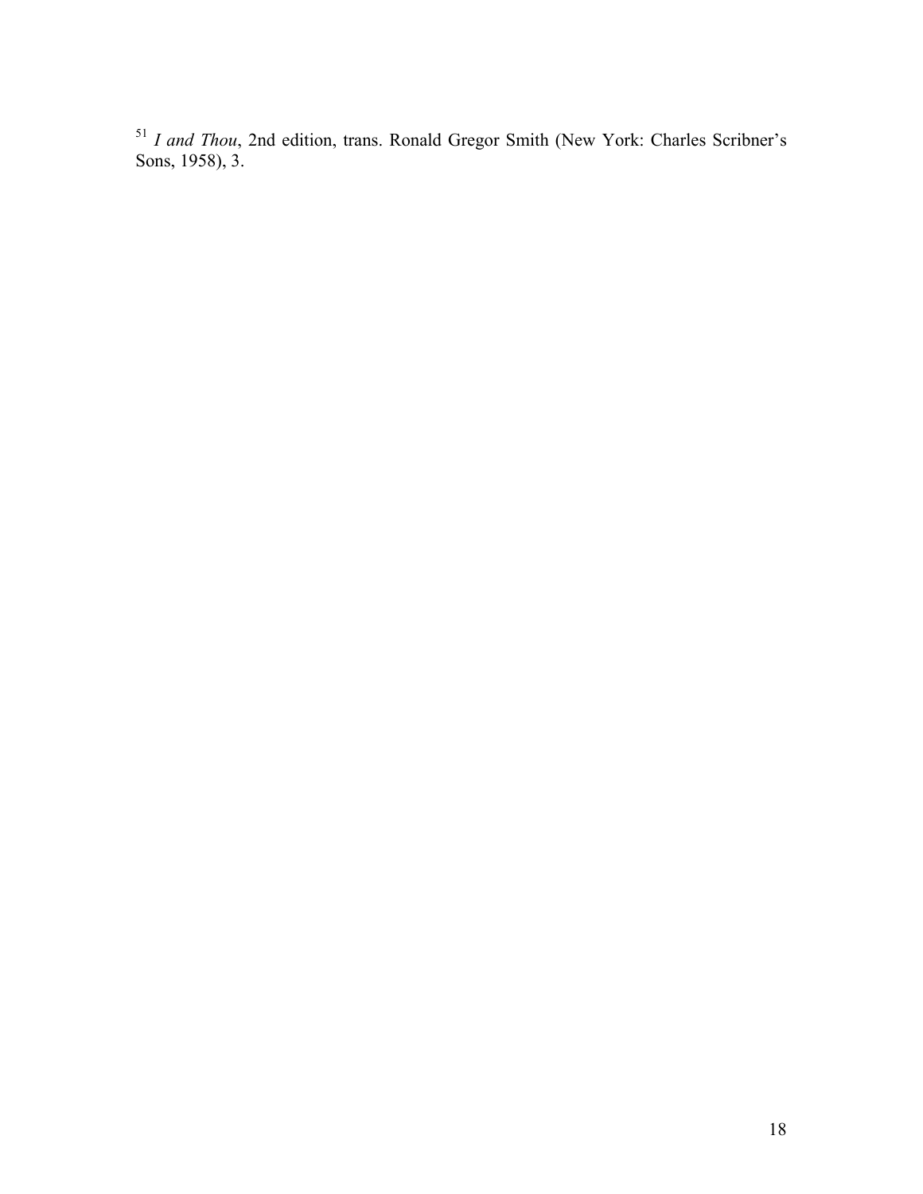[51] *I and Thou*, 2nd edition, trans. Ronald Gregor Smith (New York: Charles Scribner's Sons, 1958), 3.